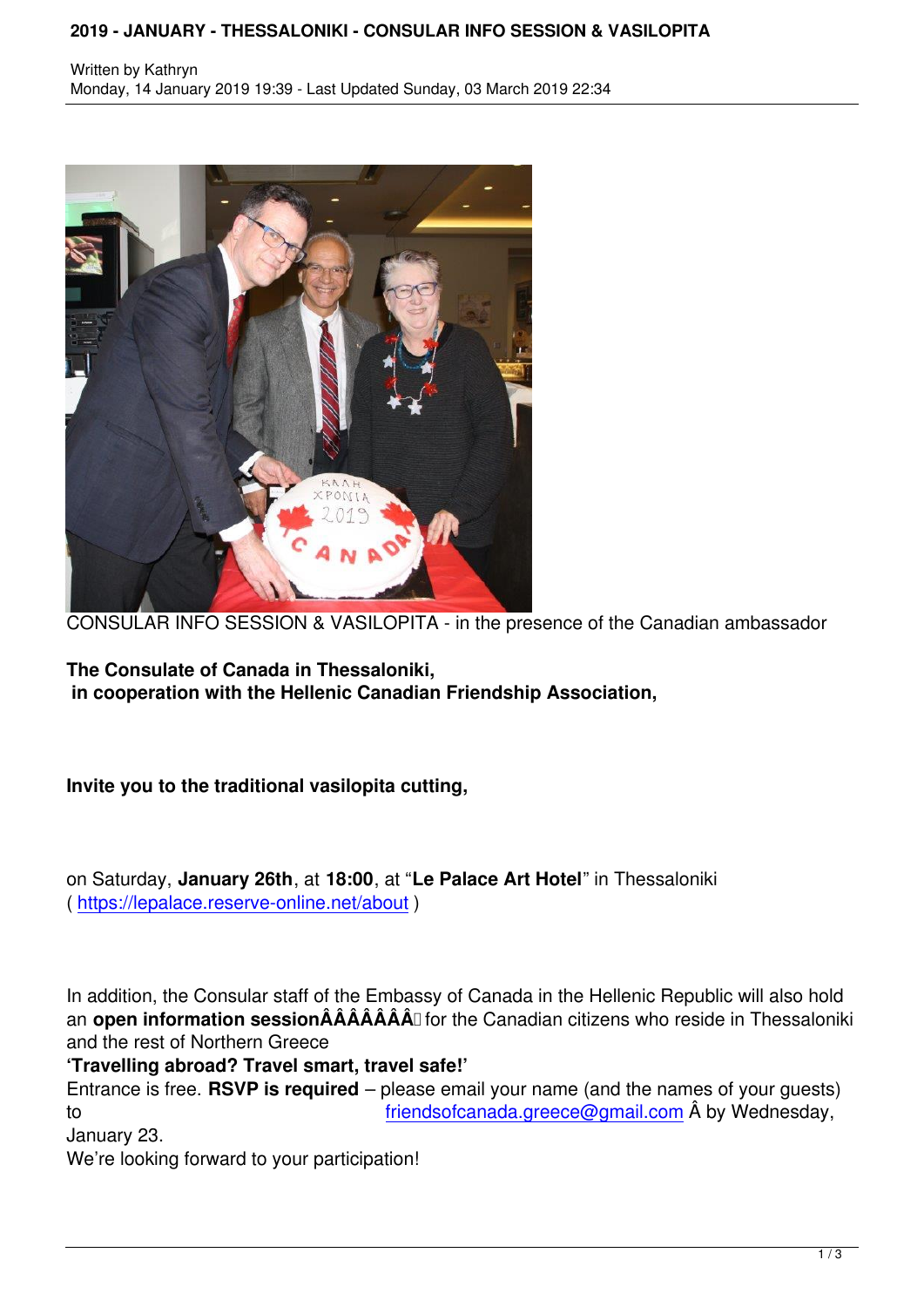# 2019 - JANUARY - THESSALONIKI - CONSULAR INFO SESSION & VASILOPITA

Written by Kathryn
Monday, 14 January 2019 19:39 - Last Updated Sunday, 03 March 2019 22:34

CONSULAR INFO SESSION & VASILOPITA - in the presence of the Canadian ambassador

**The Consulate of Canada in Thessaloniki,**
**in cooperation with the Hellenic Canadian Friendship Association,**

**Invite you to the traditional vasilopita cutting,**

on Saturday, **January 26th**, at **18:00**, at "**Le Palace Art Hotel**" in Thessaloniki ( https://lepalace.reserve-online.net/about )

In addition, the Consular staff of the Embassy of Canada in the Hellenic Republic will also hold an **open information sessionÂÂÂÂÂÂÂ** for the Canadian citizens who reside in Thessaloniki and the rest of Northern Greece

**'Travelling abroad? Travel smart, travel safe!'**

Entrance is free. **RSVP is required** – please email your name (and the names of your guests) to friendsofcanada.greece@gmail.com Â by Wednesday, January 23.

We're looking forward to your participation!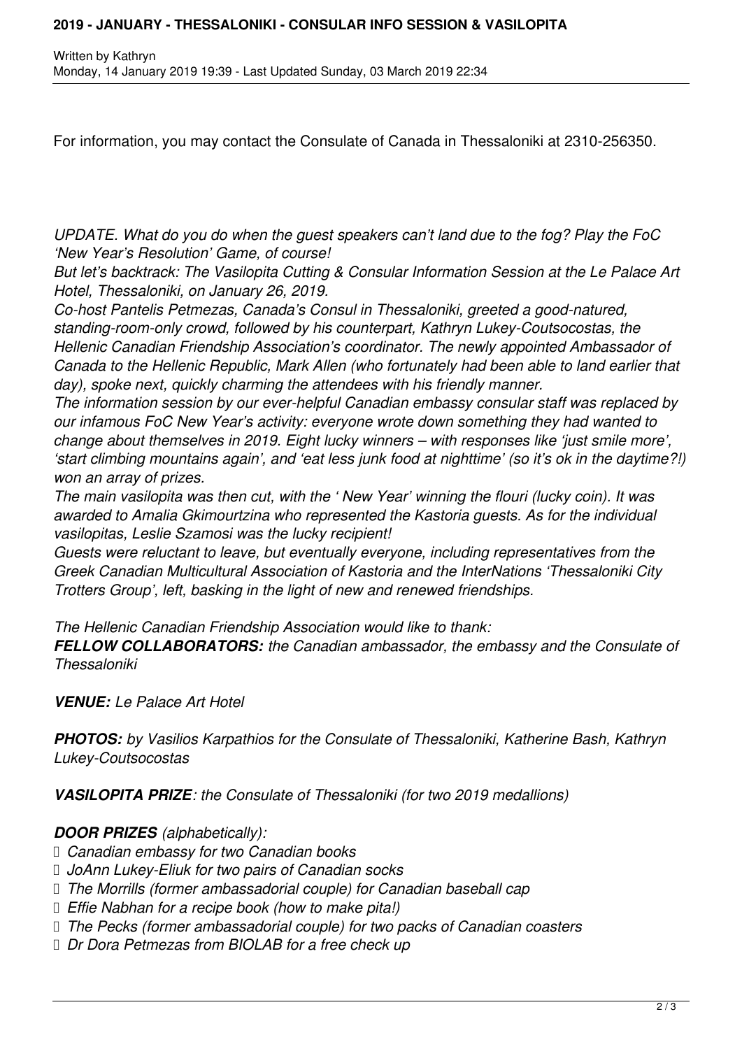For information, you may contact the Consulate of Canada in Thessaloniki at 2310-256350.

*UPDATE. What do you do when the guest speakers can't land due to the fog? Play the FoC 'New Year's Resolution' Game, of course!*

*But let's backtrack: The Vasilopita Cutting & Consular Information Session at the Le Palace Art Hotel, Thessaloniki, on January 26, 2019.*

*Co-host Pantelis Petmezas, Canada's Consul in Thessaloniki, greeted a good-natured, standing-room-only crowd, followed by his counterpart, Kathryn Lukey-Coutsocostas, the Hellenic Canadian Friendship Association's coordinator. The newly appointed Ambassador of Canada to the Hellenic Republic, Mark Allen (who fortunately had been able to land earlier that day), spoke next, quickly charming the attendees with his friendly manner.*

*The information session by our ever-helpful Canadian embassy consular staff was replaced by our infamous FoC New Year's activity: everyone wrote down something they had wanted to change about themselves in 2019. Eight lucky winners – with responses like 'just smile more', 'start climbing mountains again', and 'eat less junk food at nighttime' (so it's ok in the daytime?!) won an array of prizes.*

*The main vasilopita was then cut, with the ' New Year' winning the flouri (lucky coin). It was awarded to Amalia Gkimourtzina who represented the Kastoria guests. As for the individual vasilopitas, Leslie Szamosi was the lucky recipient!*

*Guests were reluctant to leave, but eventually everyone, including representatives from the Greek Canadian Multicultural Association of Kastoria and the InterNations 'Thessaloniki City Trotters Group', left, basking in the light of new and renewed friendships.*

*The Hellenic Canadian Friendship Association would like to thank:*

***FELLOW COLLABORATORS:** the Canadian ambassador, the embassy and the Consulate of Thessaloniki*

***VENUE:** Le Palace Art Hotel*

***PHOTOS:** by Vasilios Karpathios for the Consulate of Thessaloniki, Katherine Bash, Kathryn Lukey-Coutsocostas*

***VASILOPITA PRIZE**: the Consulate of Thessaloniki (for two 2019 medallions)*

***DOOR PRIZES** (alphabetically):*

- *Canadian embassy for two Canadian books*
- *JoAnn Lukey-Eliuk for two pairs of Canadian socks*
- *The Morrills (former ambassadorial couple) for Canadian baseball cap*
- *Effie Nabhan for a recipe book (how to make pita!)*
- *The Pecks (former ambassadorial couple) for two packs of Canadian coasters*
- *Dr Dora Petmezas from BIOLAB for a free check up*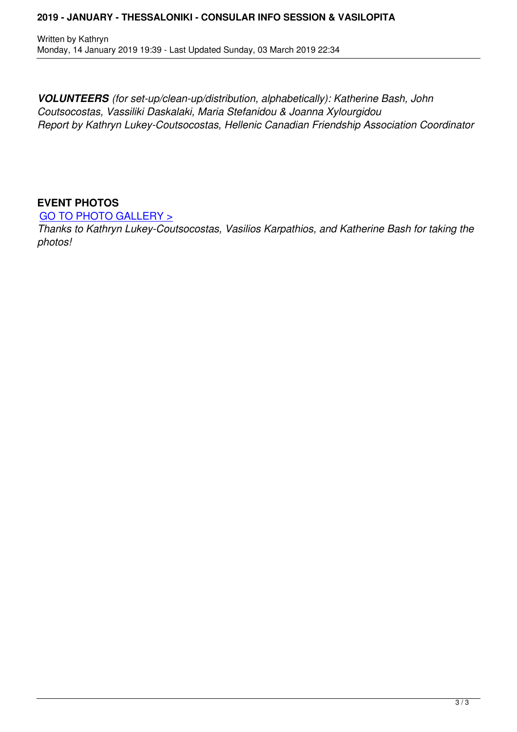***VOLUNTEERS*** *(for set-up/clean-up/distribution, alphabetically): Katherine Bash, John Coutsocostas, Vassiliki Daskalaki, Maria Stefanidou & Joanna Xylourgidou*
*Report by Kathryn Lukey-Coutsocostas, Hellenic Canadian Friendship Association Coordinator*

**EVENT PHOTOS**
[GO TO PHOTO GALLERY >]
*Thanks to Kathryn Lukey-Coutsocostas, Vasilios Karpathios, and Katherine Bash for taking the photos!*